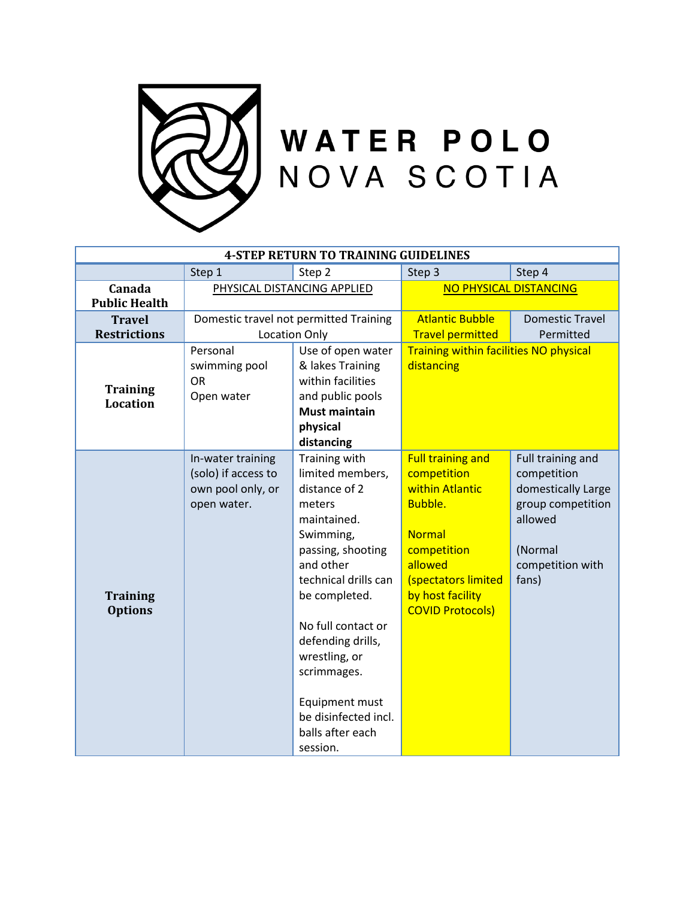# WATER POLO NOVA SCOTIA

| 4-STEP RETURN TO TRAINING GUIDELINES | | | | |
|---|---|---|---|---|
| | Step 1 | Step 2 | Step 3 | Step 4 |
| **Canada Public Health** | PHYSICAL DISTANCING APPLIED | | NO PHYSICAL DISTANCING | |
| **Travel Restrictions** | Domestic travel not permitted Training Location Only | | Atlantic Bubble Travel permitted | Domestic Travel Permitted |
| **Training Location** | Personal swimming pool OR Open water | Use of open water & lakes Training within facilities and public pools **Must maintain physical distancing** | Training within facilities NO physical distancing | |
| **Training Options** | In-water training (solo) if access to own pool only, or open water. | Training with limited members, distance of 2 meters maintained. Swimming, passing, shooting and other technical drills can be completed.<br><br>No full contact or defending drills, wrestling, or scrimmages.<br><br>Equipment must be disinfected incl. balls after each session. | Full training and competition within Atlantic Bubble.<br><br>Normal competition allowed (spectators limited by host facility COVID Protocols) | Full training and competition domestically Large group competition allowed<br><br>(Normal competition with fans) |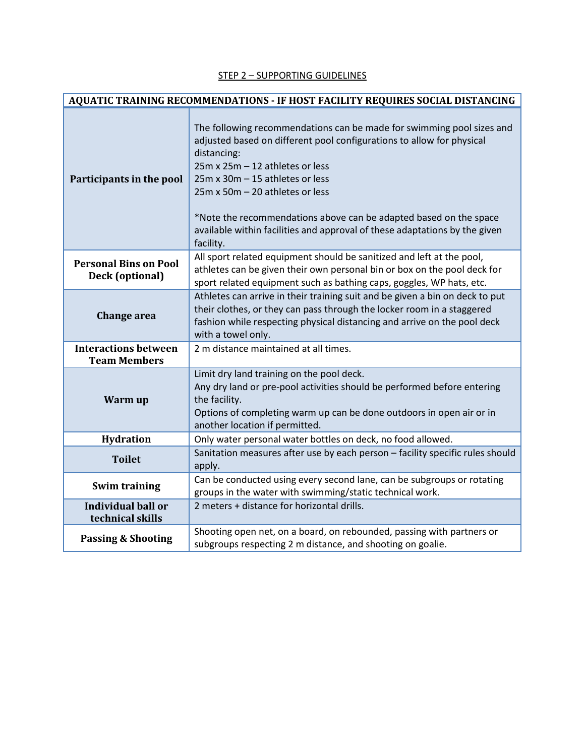STEP 2 – SUPPORTING GUIDELINES

| AQUATIC TRAINING RECOMMENDATIONS - IF HOST FACILITY REQUIRES SOCIAL DISTANCING | |
|---|---|
| **Participants in the pool** | The following recommendations can be made for swimming pool sizes and adjusted based on different pool configurations to allow for physical distancing:<br>25m x 25m – 12 athletes or less<br>25m x 30m – 15 athletes or less<br>25m x 50m – 20 athletes or less<br><br>*Note the recommendations above can be adapted based on the space available within facilities and approval of these adaptations by the given facility. |
| **Personal Bins on Pool Deck (optional)** | All sport related equipment should be sanitized and left at the pool, athletes can be given their own personal bin or box on the pool deck for sport related equipment such as bathing caps, goggles, WP hats, etc. |
| **Change area** | Athletes can arrive in their training suit and be given a bin on deck to put their clothes, or they can pass through the locker room in a staggered fashion while respecting physical distancing and arrive on the pool deck with a towel only. |
| **Interactions between Team Members** | 2 m distance maintained at all times. |
| **Warm up** | Limit dry land training on the pool deck.<br>Any dry land or pre-pool activities should be performed before entering the facility.<br>Options of completing warm up can be done outdoors in open air or in another location if permitted. |
| **Hydration** | Only water personal water bottles on deck, no food allowed. |
| **Toilet** | Sanitation measures after use by each person – facility specific rules should apply. |
| **Swim training** | Can be conducted using every second lane, can be subgroups or rotating groups in the water with swimming/static technical work. |
| **Individual ball or technical skills** | 2 meters + distance for horizontal drills. |
| **Passing & Shooting** | Shooting open net, on a board, on rebounded, passing with partners or subgroups respecting 2 m distance, and shooting on goalie. |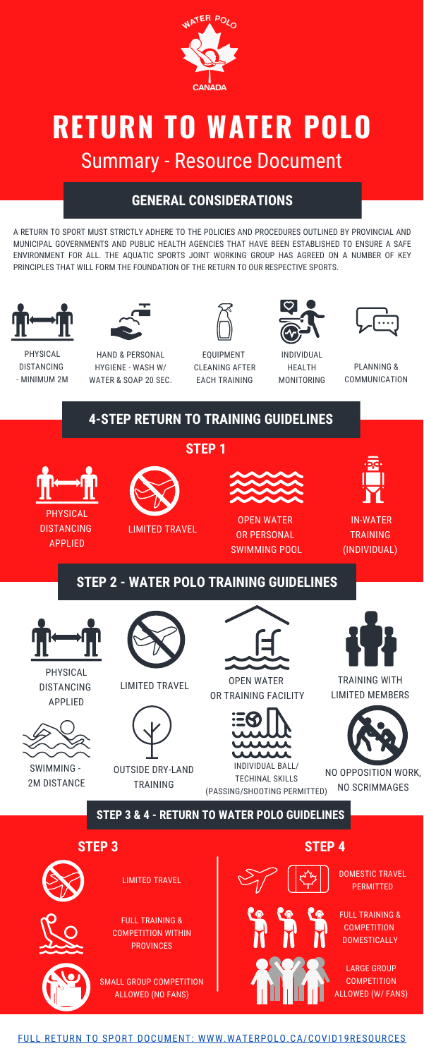WATER POLO CANADA

# RETURN TO WATER POLO

## Summary - Resource Document

## GENERAL CONSIDERATIONS

A RETURN TO SPORT MUST STRICTLY ADHERE TO THE POLICIES AND PROCEDURES OUTLINED BY PROVINCIAL AND MUNICIPAL GOVERNMENTS AND PUBLIC HEALTH AGENCIES THAT HAVE BEEN ESTABLISHED TO ENSURE A SAFE ENVIRONMENT FOR ALL. THE AQUATIC SPORTS JOINT WORKING GROUP HAS AGREED ON A NUMBER OF KEY PRINCIPLES THAT WILL FORM THE FOUNDATION OF THE RETURN TO OUR RESPECTIVE SPORTS.

- PHYSICAL DISTANCING - MINIMUM 2M
- HAND & PERSONAL HYGIENE - WASH W/ WATER & SOAP 20 SEC.
- EQUIPMENT CLEANING AFTER EACH TRAINING
- INDIVIDUAL HEALTH MONITORING
- PLANNING & COMMUNICATION

## 4-STEP RETURN TO TRAINING GUIDELINES

### STEP 1

- PHYSICAL DISTANCING APPLIED
- LIMITED TRAVEL
- OPEN WATER OR PERSONAL SWIMMING POOL
- IN-WATER TRAINING (INDIVIDUAL)

## STEP 2 - WATER POLO TRAINING GUIDELINES

- PHYSICAL DISTANCING APPLIED
- LIMITED TRAVEL
- OPEN WATER OR TRAINING FACILITY
- TRAINING WITH LIMITED MEMBERS
- SWIMMING - 2M DISTANCE
- OUTSIDE DRY-LAND TRAINING
- INDIVIDUAL BALL/ TECHINAL SKILLS (PASSING/SHOOTING PERMITTED)
- NO OPPOSITION WORK, NO SCRIMMAGES

## STEP 3 & 4 - RETURN TO WATER POLO GUIDELINES

### STEP 3

- LIMITED TRAVEL
- FULL TRAINING & COMPETITION WITHIN PROVINCES
- SMALL GROUP COMPETITION ALLOWED (NO FANS)

### STEP 4

- DOMESTIC TRAVEL PERMITTED
- FULL TRAINING & COMPETITION DOMESTICALLY
- LARGE GROUP COMPETITION ALLOWED (W/ FANS)

FULL RETURN TO SPORT DOCUMENT: WWW.WATERPOLO.CA/COVID19RESOURCES